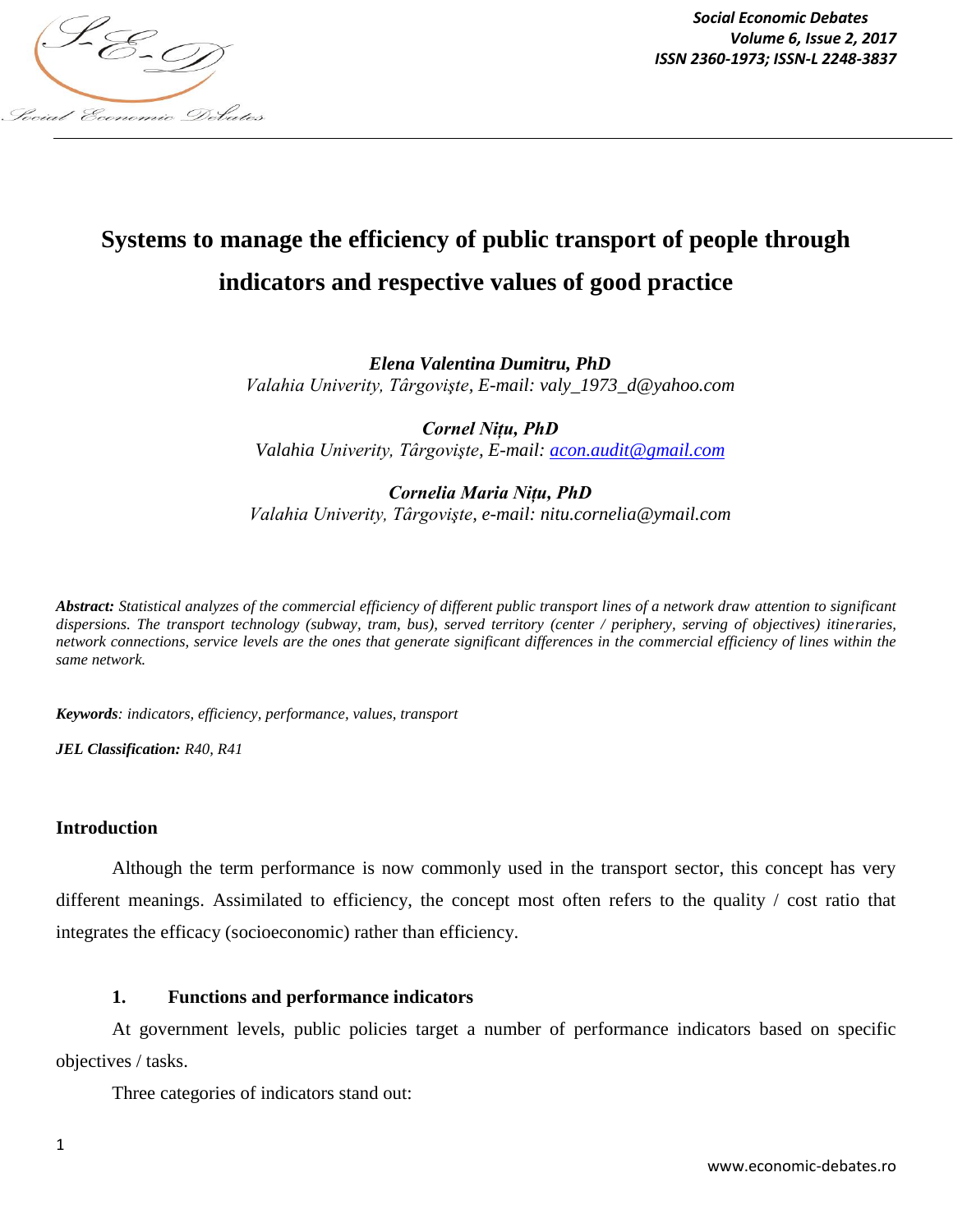# Systems to manage the efficiency of public transport of people through indicators and respective values of good practice

***Elena Valentina Dumitru, PhD***
*Valahia Univerity, Târgovişte, E-mail: valy_1973_d@yahoo.com*

***Cornel Nițu, PhD***
*Valahia Univerity, Târgovişte, E-mail: acon.audit@gmail.com*

***Cornelia Maria Nițu, PhD***
*Valahia Univerity, Târgovişte, e-mail: nitu.cornelia@ymail.com*

***Abstract:*** *Statistical analyzes of the commercial efficiency of different public transport lines of a network draw attention to significant dispersions. The transport technology (subway, tram, bus), served territory (center / periphery, serving of objectives) itineraries, network connections, service levels are the ones that generate significant differences in the commercial efficiency of lines within the same network.*

***Keywords****: indicators, efficiency, performance, values, transport*

***JEL Classification:*** *R40, R41*

## Introduction

Although the term performance is now commonly used in the transport sector, this concept has very different meanings. Assimilated to efficiency, the concept most often refers to the quality / cost ratio that integrates the efficacy (socioeconomic) rather than efficiency.

### 1. Functions and performance indicators

At government levels, public policies target a number of performance indicators based on specific objectives / tasks.

Three categories of indicators stand out: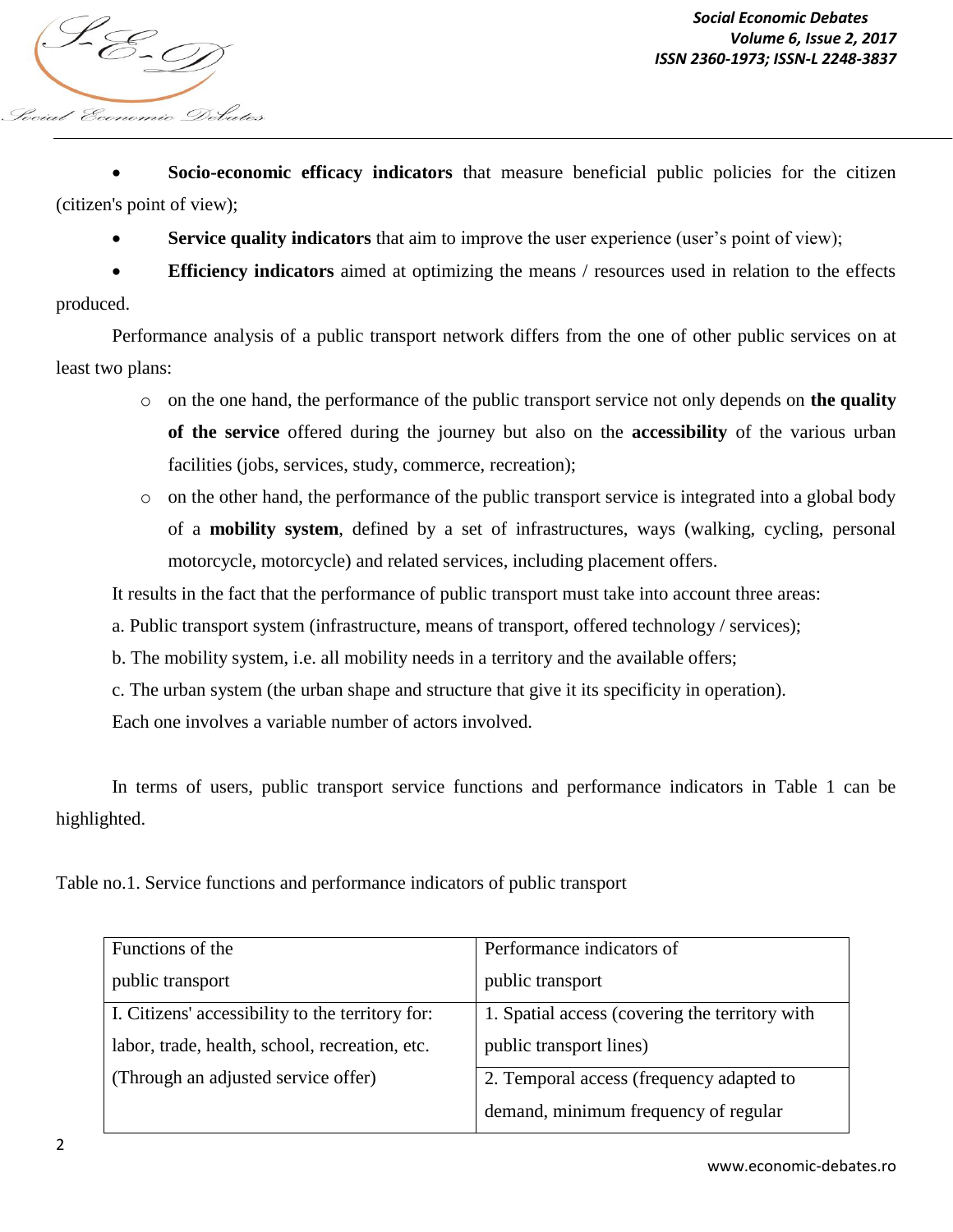- **Socio-economic efficacy indicators** that measure beneficial public policies for the citizen (citizen's point of view);
- **Service quality indicators** that aim to improve the user experience (user's point of view);
- **Efficiency indicators** aimed at optimizing the means / resources used in relation to the effects produced.

Performance analysis of a public transport network differs from the one of other public services on at least two plans:

- on the one hand, the performance of the public transport service not only depends on **the quality of the service** offered during the journey but also on the **accessibility** of the various urban facilities (jobs, services, study, commerce, recreation);
- on the other hand, the performance of the public transport service is integrated into a global body of a **mobility system**, defined by a set of infrastructures, ways (walking, cycling, personal motorcycle, motorcycle) and related services, including placement offers.

It results in the fact that the performance of public transport must take into account three areas:

a. Public transport system (infrastructure, means of transport, offered technology / services);

b. The mobility system, i.e. all mobility needs in a territory and the available offers;

c. The urban system (the urban shape and structure that give it its specificity in operation).

Each one involves a variable number of actors involved.

In terms of users, public transport service functions and performance indicators in Table 1 can be highlighted.

Table no.1. Service functions and performance indicators of public transport

| Functions of the public transport | Performance indicators of public transport |
|---|---|
| I. Citizens' accessibility to the territory for: labor, trade, health, school, recreation, etc. (Through an adjusted service offer) | 1. Spatial access (covering the territory with public transport lines) |
| | 2. Temporal access (frequency adapted to demand, minimum frequency of regular |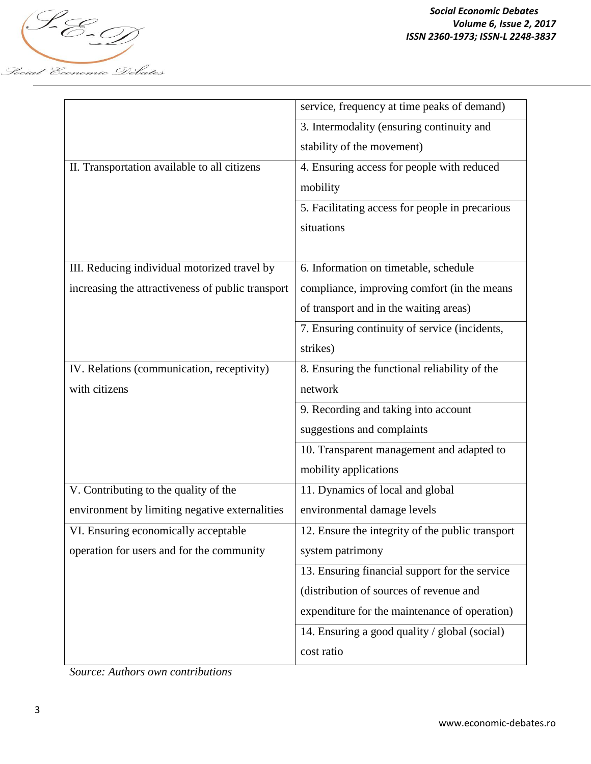| | |
|---|---|
| | service, frequency at time peaks of demand) |
| | 3. Intermodality (ensuring continuity and stability of the movement) |
| II. Transportation available to all citizens | 4. Ensuring access for people with reduced mobility |
| | 5. Facilitating access for people in precarious situations |
| III. Reducing individual motorized travel by increasing the attractiveness of public transport | 6. Information on timetable, schedule compliance, improving comfort (in the means of transport and in the waiting areas) |
| | 7. Ensuring continuity of service (incidents, strikes) |
| IV. Relations (communication, receptivity) with citizens | 8. Ensuring the functional reliability of the network |
| | 9. Recording and taking into account suggestions and complaints |
| | 10. Transparent management and adapted to mobility applications |
| V. Contributing to the quality of the environment by limiting negative externalities | 11. Dynamics of local and global environmental damage levels |
| VI. Ensuring economically acceptable operation for users and for the community | 12. Ensure the integrity of the public transport system patrimony |
| | 13. Ensuring financial support for the service (distribution of sources of revenue and expenditure for the maintenance of operation) |
| | 14. Ensuring a good quality / global (social) cost ratio |

*Source: Authors own contributions*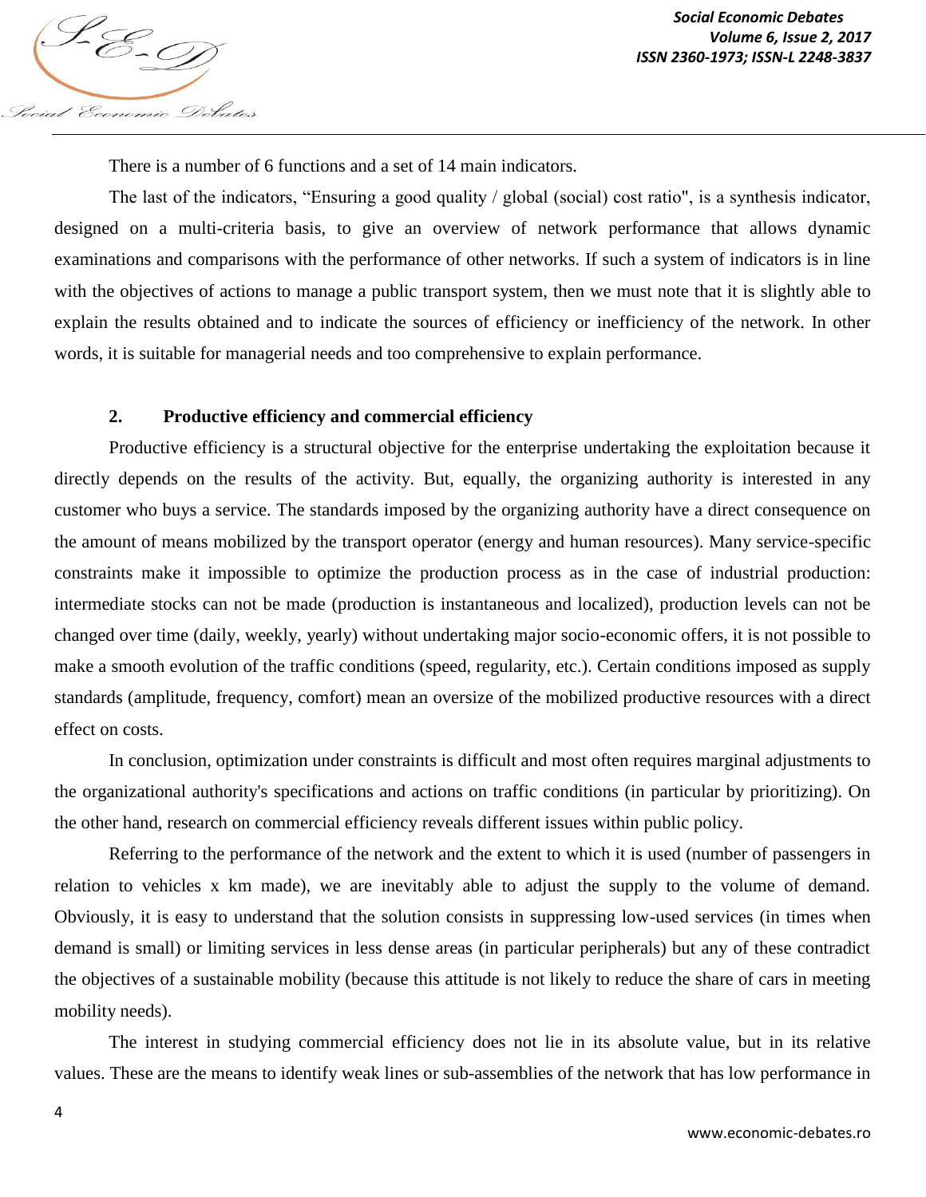There is a number of 6 functions and a set of 14 main indicators.

The last of the indicators, “Ensuring a good quality / global (social) cost ratio", is a synthesis indicator, designed on a multi-criteria basis, to give an overview of network performance that allows dynamic examinations and comparisons with the performance of other networks. If such a system of indicators is in line with the objectives of actions to manage a public transport system, then we must note that it is slightly able to explain the results obtained and to indicate the sources of efficiency or inefficiency of the network. In other words, it is suitable for managerial needs and too comprehensive to explain performance.

## 2. Productive efficiency and commercial efficiency

Productive efficiency is a structural objective for the enterprise undertaking the exploitation because it directly depends on the results of the activity. But, equally, the organizing authority is interested in any customer who buys a service. The standards imposed by the organizing authority have a direct consequence on the amount of means mobilized by the transport operator (energy and human resources). Many service-specific constraints make it impossible to optimize the production process as in the case of industrial production: intermediate stocks can not be made (production is instantaneous and localized), production levels can not be changed over time (daily, weekly, yearly) without undertaking major socio-economic offers, it is not possible to make a smooth evolution of the traffic conditions (speed, regularity, etc.). Certain conditions imposed as supply standards (amplitude, frequency, comfort) mean an oversize of the mobilized productive resources with a direct effect on costs.

In conclusion, optimization under constraints is difficult and most often requires marginal adjustments to the organizational authority's specifications and actions on traffic conditions (in particular by prioritizing). On the other hand, research on commercial efficiency reveals different issues within public policy.

Referring to the performance of the network and the extent to which it is used (number of passengers in relation to vehicles x km made), we are inevitably able to adjust the supply to the volume of demand. Obviously, it is easy to understand that the solution consists in suppressing low-used services (in times when demand is small) or limiting services in less dense areas (in particular peripherals) but any of these contradict the objectives of a sustainable mobility (because this attitude is not likely to reduce the share of cars in meeting mobility needs).

The interest in studying commercial efficiency does not lie in its absolute value, but in its relative values. These are the means to identify weak lines or sub-assemblies of the network that has low performance in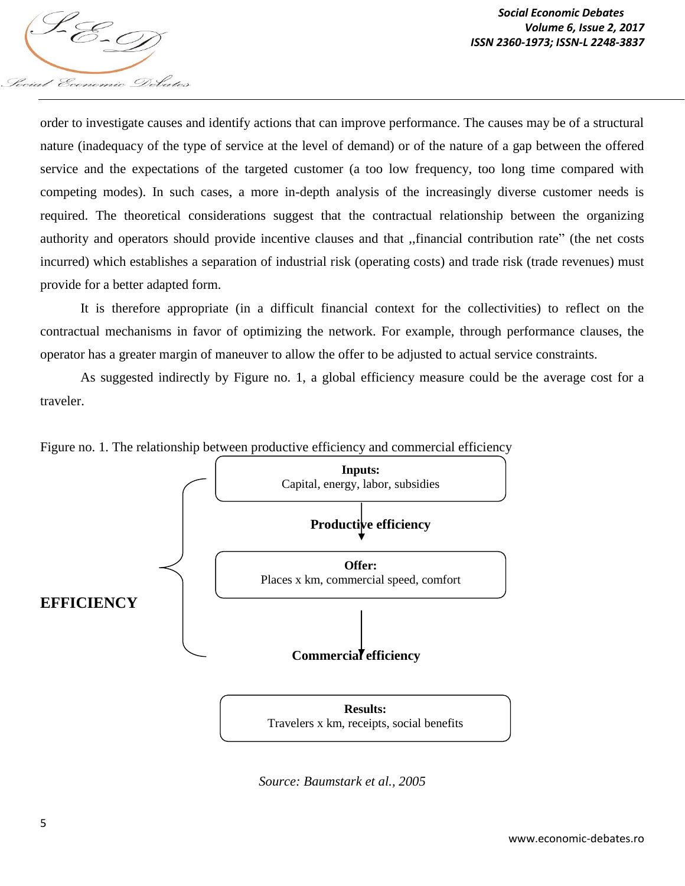order to investigate causes and identify actions that can improve performance. The causes may be of a structural nature (inadequacy of the type of service at the level of demand) or of the nature of a gap between the offered service and the expectations of the targeted customer (a too low frequency, too long time compared with competing modes). In such cases, a more in-depth analysis of the increasingly diverse customer needs is required. The theoretical considerations suggest that the contractual relationship between the organizing authority and operators should provide incentive clauses and that ,,financial contribution rate" (the net costs incurred) which establishes a separation of industrial risk (operating costs) and trade risk (trade revenues) must provide for a better adapted form.

It is therefore appropriate (in a difficult financial context for the collectivities) to reflect on the contractual mechanisms in favor of optimizing the network. For example, through performance clauses, the operator has a greater margin of maneuver to allow the offer to be adjusted to actual service constraints.

As suggested indirectly by Figure no. 1, a global efficiency measure could be the average cost for a traveler.

Figure no. 1. The relationship between productive efficiency and commercial efficiency

**EFFICIENCY**

**Inputs:**
Capital, energy, labor, subsidies

↓ **Productive efficiency**

**Offer:**
Places x km, commercial speed, comfort

↓ **Commercial efficiency**

**Results:**
Travelers x km, receipts, social benefits

*Source: Baumstark et al., 2005*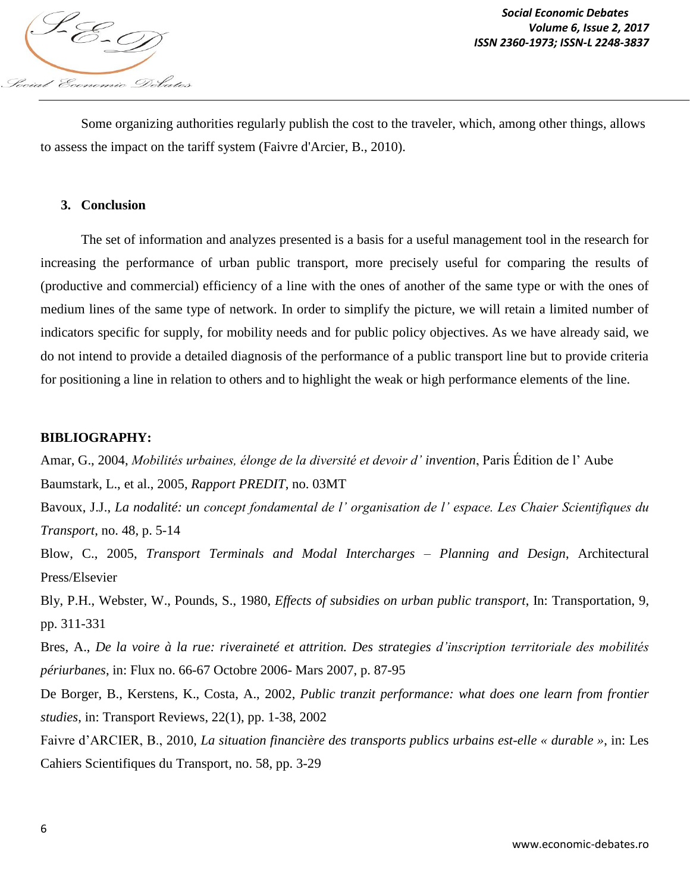Some organizing authorities regularly publish the cost to the traveler, which, among other things, allows to assess the impact on the tariff system (Faivre d'Arcier, B., 2010).

## 3. Conclusion

The set of information and analyzes presented is a basis for a useful management tool in the research for increasing the performance of urban public transport, more precisely useful for comparing the results of (productive and commercial) efficiency of a line with the ones of another of the same type or with the ones of medium lines of the same type of network. In order to simplify the picture, we will retain a limited number of indicators specific for supply, for mobility needs and for public policy objectives. As we have already said, we do not intend to provide a detailed diagnosis of the performance of a public transport line but to provide criteria for positioning a line in relation to others and to highlight the weak or high performance elements of the line.

## BIBLIOGRAPHY:

Amar, G., 2004, *Mobilités urbaines, élonge de la diversité et devoir d' invention*, Paris Édition de l' Aube

Baumstark, L., et al., 2005, *Rapport PREDIT*, no. 03MT

Bavoux, J.J., *La nodalité: un concept fondamental de l' organisation de l' espace. Les Chaier Scientifiques du Transport*, no. 48, p. 5-14

Blow, C., 2005, *Transport Terminals and Modal Intercharges – Planning and Design*, Architectural Press/Elsevier

Bly, P.H., Webster, W., Pounds, S., 1980, *Effects of subsidies on urban public transport*, In: Transportation, 9, pp. 311-331

Bres, A., *De la voire à la rue: riveraineté et attrition. Des strategies d'inscription territoriale des mobilités périurbanes*, in: Flux no. 66-67 Octobre 2006- Mars 2007, p. 87-95

De Borger, B., Kerstens, K., Costa, A., 2002, *Public tranzit performance: what does one learn from frontier studies*, in: Transport Reviews, 22(1), pp. 1-38, 2002

Faivre d'ARCIER, B., 2010, *La situation financière des transports publics urbains est-elle « durable »*, in: Les Cahiers Scientifiques du Transport, no. 58, pp. 3-29